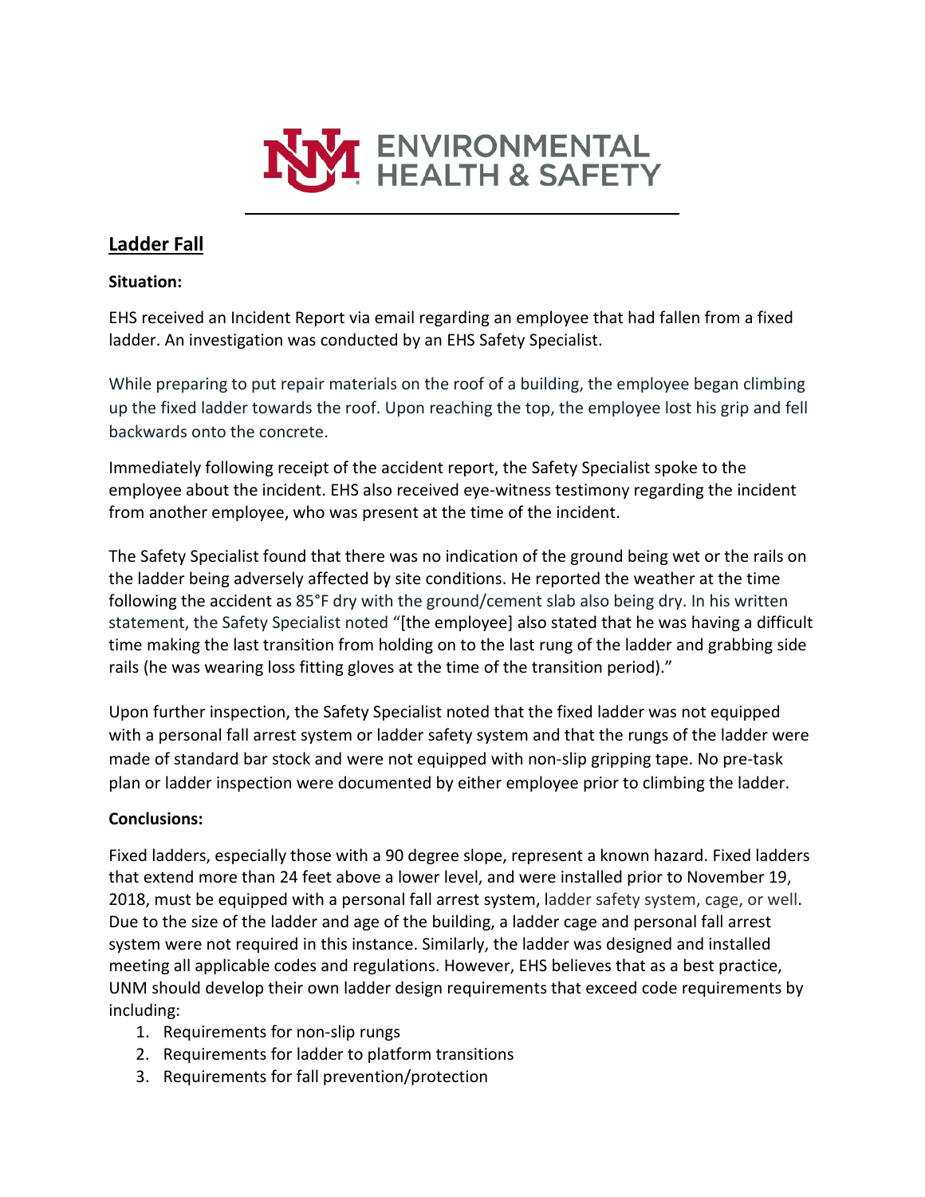# UNM ENVIRONMENTAL HEALTH & SAFETY

## Ladder Fall

**Situation:**

EHS received an Incident Report via email regarding an employee that had fallen from a fixed ladder. An investigation was conducted by an EHS Safety Specialist.

While preparing to put repair materials on the roof of a building, the employee began climbing up the fixed ladder towards the roof. Upon reaching the top, the employee lost his grip and fell backwards onto the concrete.

Immediately following receipt of the accident report, the Safety Specialist spoke to the employee about the incident. EHS also received eye-witness testimony regarding the incident from another employee, who was present at the time of the incident.

The Safety Specialist found that there was no indication of the ground being wet or the rails on the ladder being adversely affected by site conditions. He reported the weather at the time following the accident as 85°F dry with the ground/cement slab also being dry. In his written statement, the Safety Specialist noted "[the employee] also stated that he was having a difficult time making the last transition from holding on to the last rung of the ladder and grabbing side rails (he was wearing loss fitting gloves at the time of the transition period)."

Upon further inspection, the Safety Specialist noted that the fixed ladder was not equipped with a personal fall arrest system or ladder safety system and that the rungs of the ladder were made of standard bar stock and were not equipped with non-slip gripping tape. No pre-task plan or ladder inspection were documented by either employee prior to climbing the ladder.

**Conclusions:**

Fixed ladders, especially those with a 90 degree slope, represent a known hazard. Fixed ladders that extend more than 24 feet above a lower level, and were installed prior to November 19, 2018, must be equipped with a personal fall arrest system, ladder safety system, cage, or well. Due to the size of the ladder and age of the building, a ladder cage and personal fall arrest system were not required in this instance. Similarly, the ladder was designed and installed meeting all applicable codes and regulations. However, EHS believes that as a best practice, UNM should develop their own ladder design requirements that exceed code requirements by including:

1. Requirements for non-slip rungs
2. Requirements for ladder to platform transitions
3. Requirements for fall prevention/protection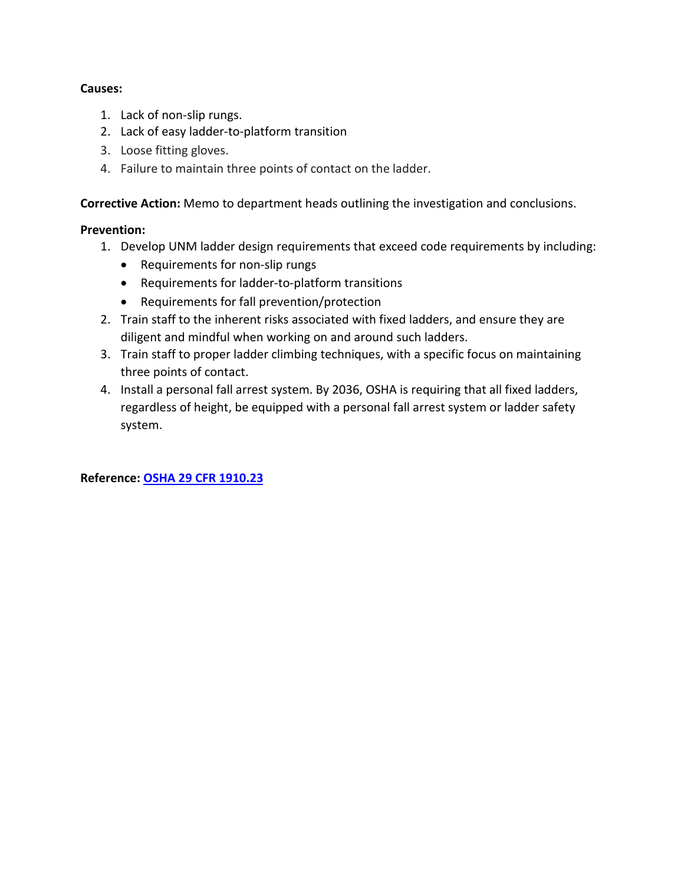**Causes:**

1. Lack of non-slip rungs.
2. Lack of easy ladder-to-platform transition
3. Loose fitting gloves.
4. Failure to maintain three points of contact on the ladder.

**Corrective Action:** Memo to department heads outlining the investigation and conclusions.

**Prevention:**

1. Develop UNM ladder design requirements that exceed code requirements by including:
   - Requirements for non-slip rungs
   - Requirements for ladder-to-platform transitions
   - Requirements for fall prevention/protection
2. Train staff to the inherent risks associated with fixed ladders, and ensure they are diligent and mindful when working on and around such ladders.
3. Train staff to proper ladder climbing techniques, with a specific focus on maintaining three points of contact.
4. Install a personal fall arrest system. By 2036, OSHA is requiring that all fixed ladders, regardless of height, be equipped with a personal fall arrest system or ladder safety system.

**Reference:** **OSHA 29 CFR 1910.23**